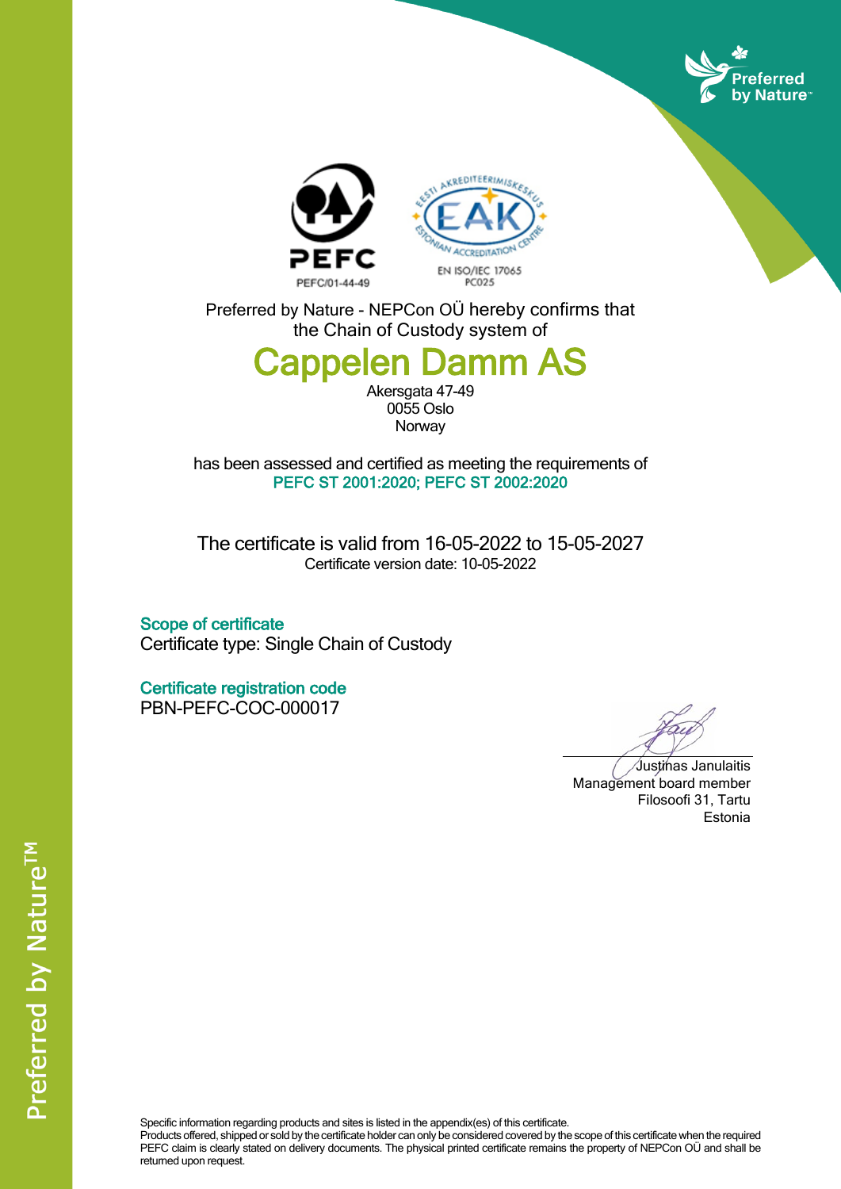PEFC/01-44-49

EN ISO/IEC 17065
PC025

Preferred by Nature - NEPCon OÜ hereby confirms that
the Chain of Custody system of

# Cappelen Damm AS

Akersgata 47-49
0055 Oslo
Norway

has been assessed and certified as meeting the requirements of
**PEFC ST 2001:2020; PEFC ST 2002:2020**

The certificate is valid from 16-05-2022 to 15-05-2027
Certificate version date: 10-05-2022

**Scope of certificate**
Certificate type: Single Chain of Custody

**Certificate registration code**
PBN-PEFC-COC-000017

Justinas Janulaitis
Management board member
Filosoofi 31, Tartu
Estonia

Specific information regarding products and sites is listed in the appendix(es) of this certificate.
Products offered, shipped or sold by the certificate holder can only be considered covered by the scope of this certificate when the required PEFC claim is clearly stated on delivery documents. The physical printed certificate remains the property of NEPCon OÜ and shall be returned upon request.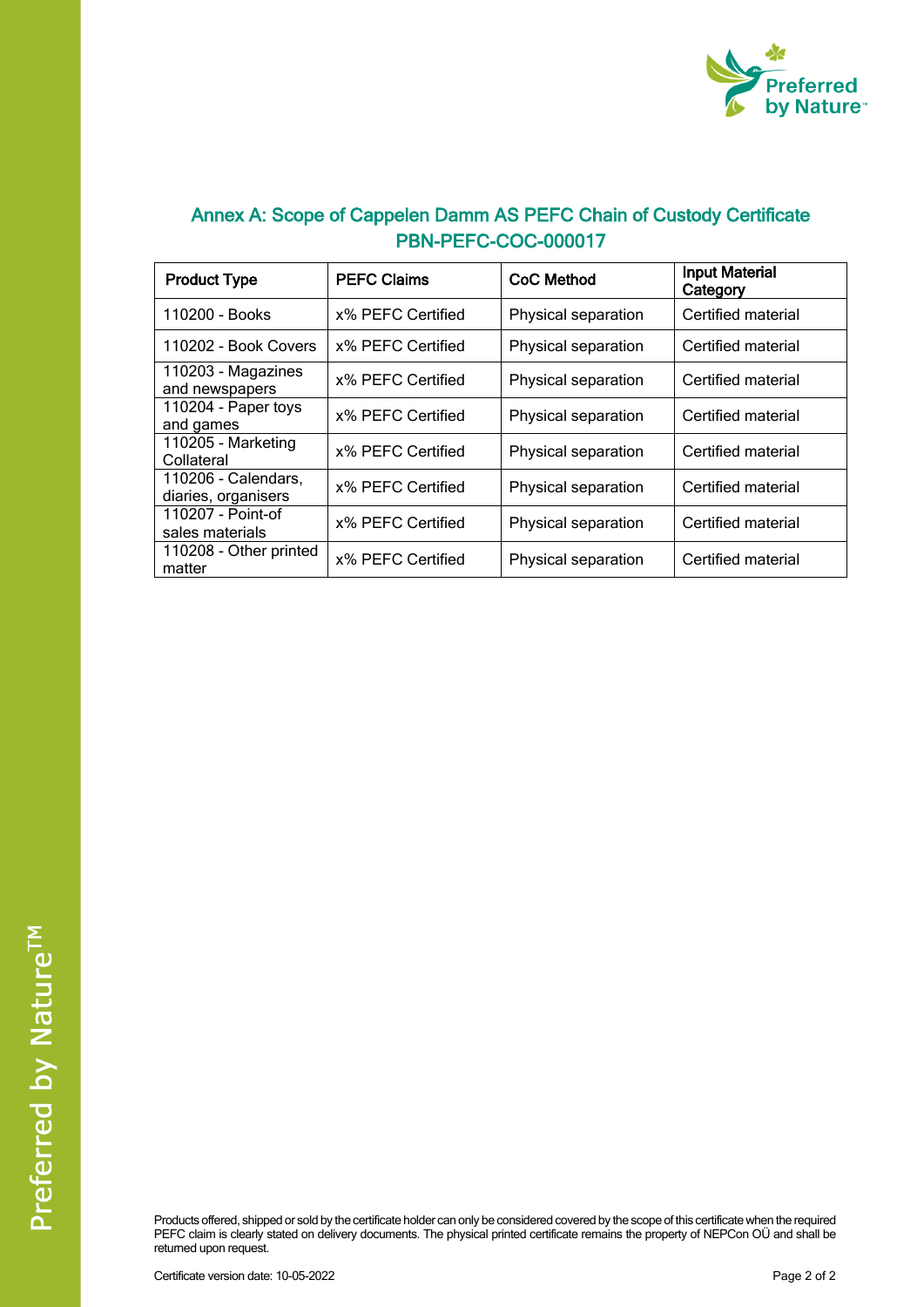## Annex A: Scope of Cappelen Damm AS PEFC Chain of Custody Certificate PBN-PEFC-COC-000017

| Product Type | PEFC Claims | CoC Method | Input Material Category |
|---|---|---|---|
| 110200 - Books | x% PEFC Certified | Physical separation | Certified material |
| 110202 - Book Covers | x% PEFC Certified | Physical separation | Certified material |
| 110203 - Magazines and newspapers | x% PEFC Certified | Physical separation | Certified material |
| 110204 - Paper toys and games | x% PEFC Certified | Physical separation | Certified material |
| 110205 - Marketing Collateral | x% PEFC Certified | Physical separation | Certified material |
| 110206 - Calendars, diaries, organisers | x% PEFC Certified | Physical separation | Certified material |
| 110207 - Point-of sales materials | x% PEFC Certified | Physical separation | Certified material |
| 110208 - Other printed matter | x% PEFC Certified | Physical separation | Certified material |

Products offered, shipped or sold by the certificate holder can only be considered covered by the scope of this certificate when the required PEFC claim is clearly stated on delivery documents. The physical printed certificate remains the property of NEPCon OÜ and shall be returned upon request.

Certificate version date: 10-05-2022